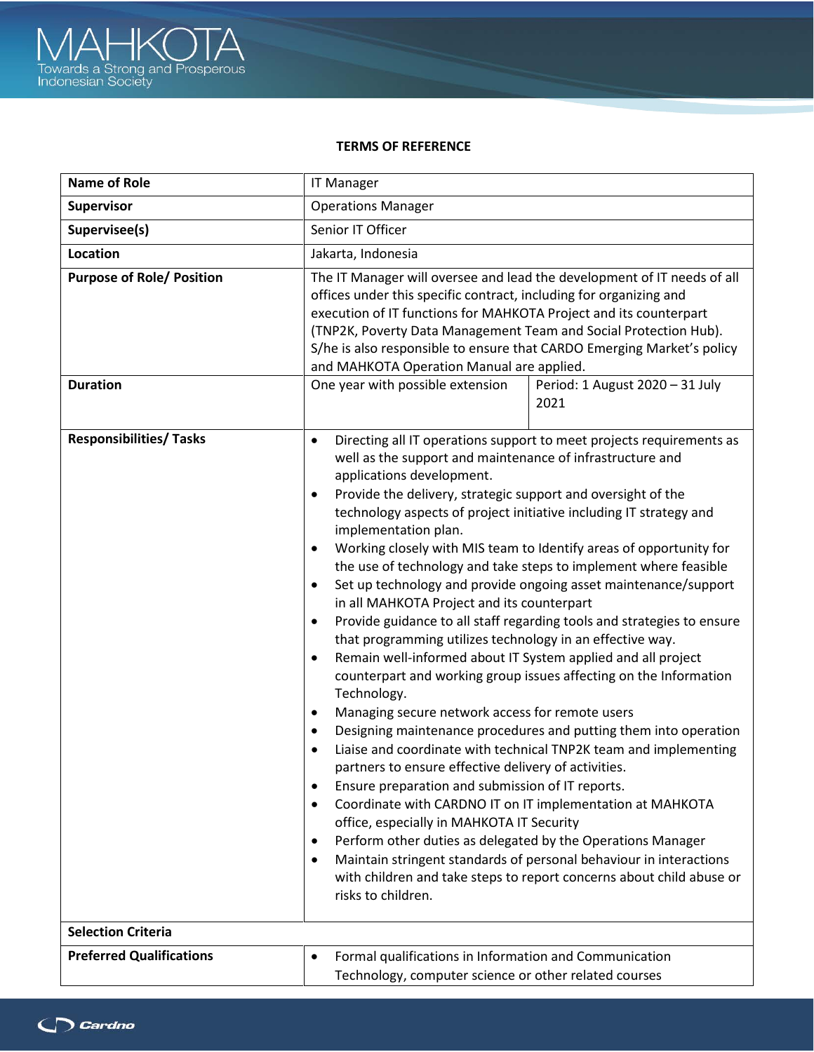**TERMS OF REFERENCE**

| Name of Role | IT Manager | |
|---|---|---|
| **Supervisor** | Operations Manager | |
| **Supervisee(s)** | Senior IT Officer | |
| **Location** | Jakarta, Indonesia | |
| **Purpose of Role/ Position** | The IT Manager will oversee and lead the development of IT needs of all offices under this specific contract, including for organizing and execution of IT functions for MAHKOTA Project and its counterpart (TNP2K, Poverty Data Management Team and Social Protection Hub). S/he is also responsible to ensure that CARDO Emerging Market's policy and MAHKOTA Operation Manual are applied. | |
| **Duration** | One year with possible extension | Period: 1 August 2020 – 31 July 2021 |
| **Responsibilities/ Tasks** | • Directing all IT operations support to meet projects requirements as well as the support and maintenance of infrastructure and applications development.<br>• Provide the delivery, strategic support and oversight of the technology aspects of project initiative including IT strategy and implementation plan.<br>• Working closely with MIS team to Identify areas of opportunity for the use of technology and take steps to implement where feasible<br>• Set up technology and provide ongoing asset maintenance/support in all MAHKOTA Project and its counterpart<br>• Provide guidance to all staff regarding tools and strategies to ensure that programming utilizes technology in an effective way.<br>• Remain well-informed about IT System applied and all project counterpart and working group issues affecting on the Information Technology.<br>• Managing secure network access for remote users<br>• Designing maintenance procedures and putting them into operation<br>• Liaise and coordinate with technical TNP2K team and implementing partners to ensure effective delivery of activities.<br>• Ensure preparation and submission of IT reports.<br>• Coordinate with CARDNO IT on IT implementation at MAHKOTA office, especially in MAHKOTA IT Security<br>• Perform other duties as delegated by the Operations Manager<br>• Maintain stringent standards of personal behaviour in interactions with children and take steps to report concerns about child abuse or risks to children. | |
| **Selection Criteria** | | |
| **Preferred Qualifications** | • Formal qualifications in Information and Communication Technology, computer science or other related courses | |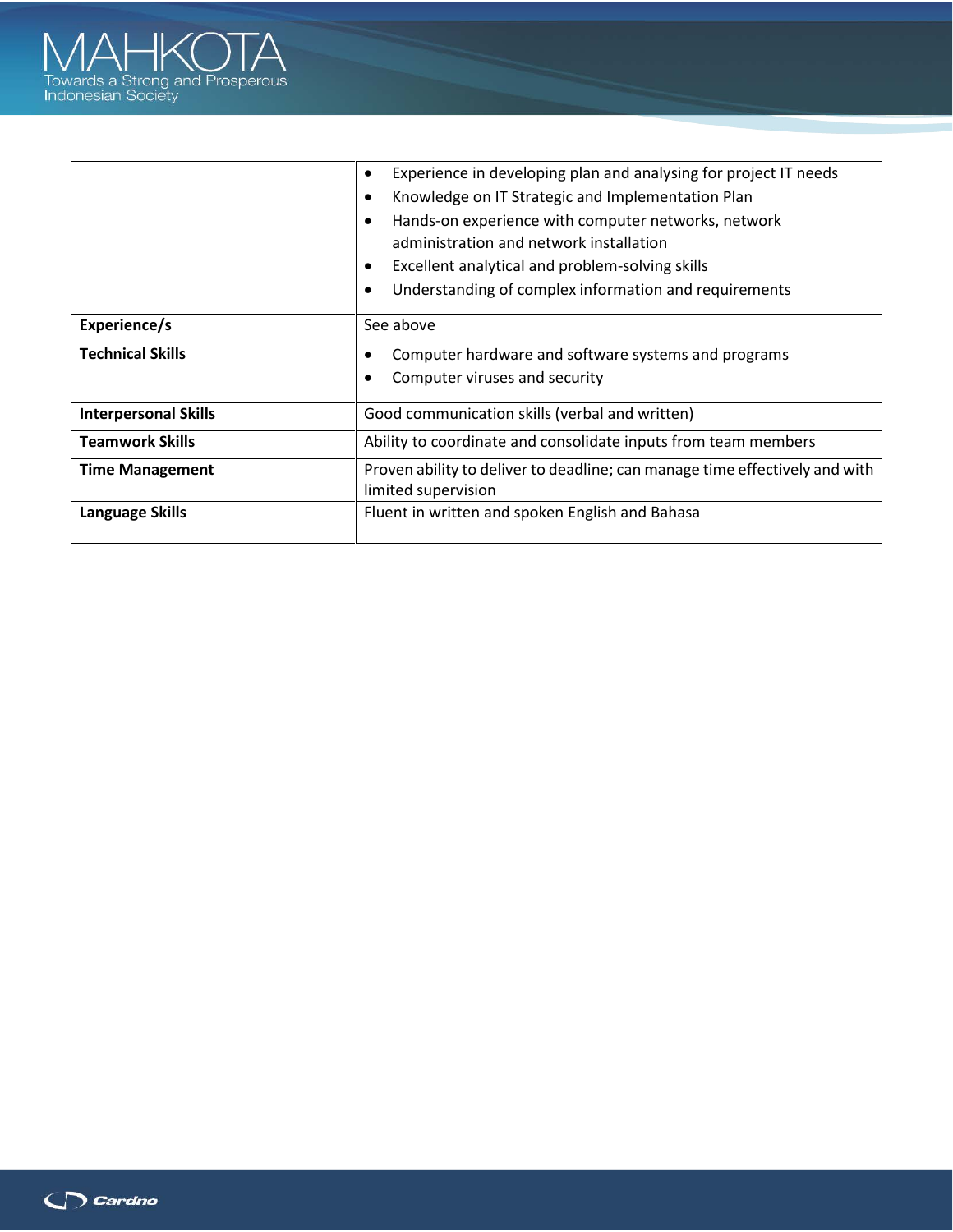| | |
|---|---|
| | • Experience in developing plan and analysing for project IT needs<br>• Knowledge on IT Strategic and Implementation Plan<br>• Hands-on experience with computer networks, network administration and network installation<br>• Excellent analytical and problem-solving skills<br>• Understanding of complex information and requirements |
| **Experience/s** | See above |
| **Technical Skills** | • Computer hardware and software systems and programs<br>• Computer viruses and security |
| **Interpersonal Skills** | Good communication skills (verbal and written) |
| **Teamwork Skills** | Ability to coordinate and consolidate inputs from team members |
| **Time Management** | Proven ability to deliver to deadline; can manage time effectively and with limited supervision |
| **Language Skills** | Fluent in written and spoken English and Bahasa |